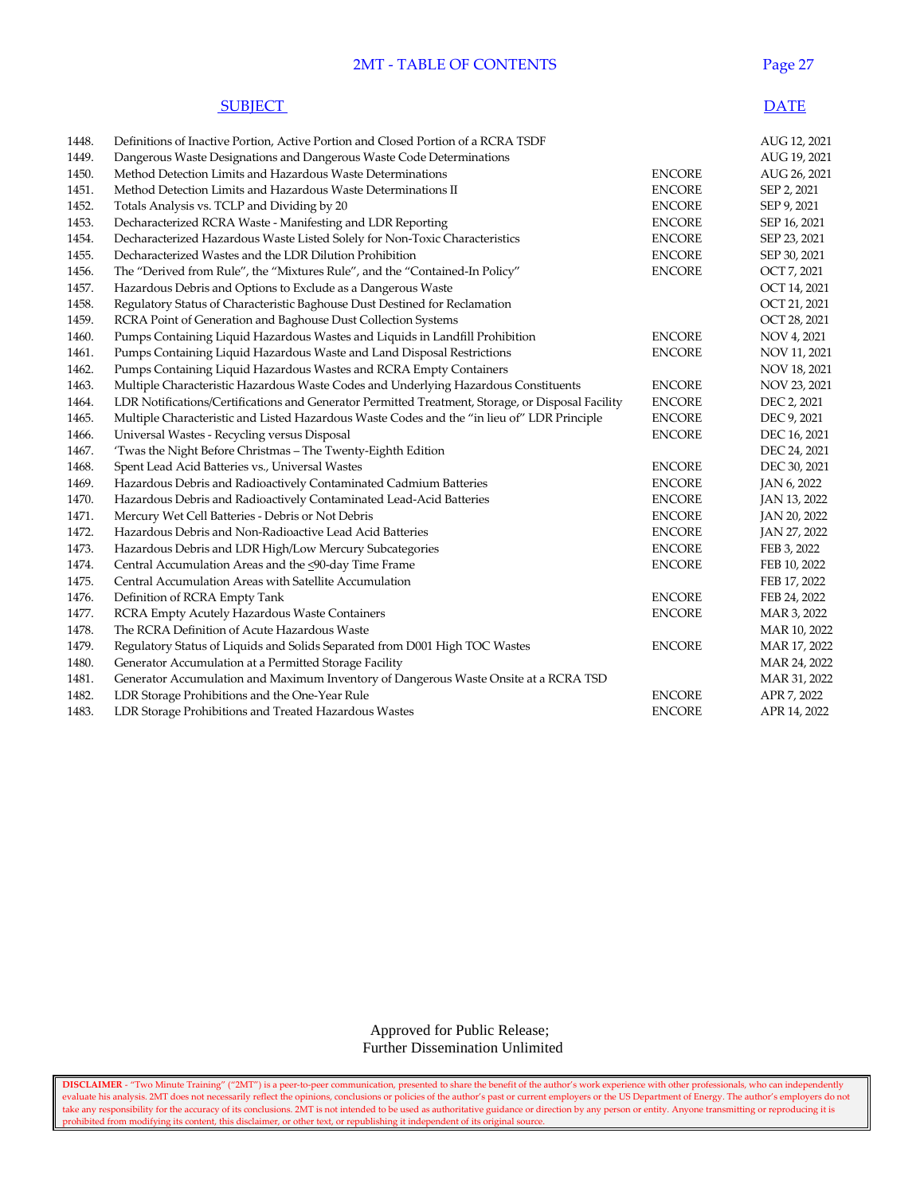# 2MT - TABLE OF CONTENTS

| | SUBJECT | | DATE |
|---|---|---|---|
| 1448. | Definitions of Inactive Portion, Active Portion and Closed Portion of a RCRA TSDF | | AUG 12, 2021 |
| 1449. | Dangerous Waste Designations and Dangerous Waste Code Determinations | | AUG 19, 2021 |
| 1450. | Method Detection Limits and Hazardous Waste Determinations | ENCORE | AUG 26, 2021 |
| 1451. | Method Detection Limits and Hazardous Waste Determinations II | ENCORE | SEP 2, 2021 |
| 1452. | Totals Analysis vs. TCLP and Dividing by 20 | ENCORE | SEP 9, 2021 |
| 1453. | Decharacterized RCRA Waste - Manifesting and LDR Reporting | ENCORE | SEP 16, 2021 |
| 1454. | Decharacterized Hazardous Waste Listed Solely for Non-Toxic Characteristics | ENCORE | SEP 23, 2021 |
| 1455. | Decharacterized Wastes and the LDR Dilution Prohibition | ENCORE | SEP 30, 2021 |
| 1456. | The "Derived from Rule", the "Mixtures Rule", and the "Contained-In Policy" | ENCORE | OCT 7, 2021 |
| 1457. | Hazardous Debris and Options to Exclude as a Dangerous Waste | | OCT 14, 2021 |
| 1458. | Regulatory Status of Characteristic Baghouse Dust Destined for Reclamation | | OCT 21, 2021 |
| 1459. | RCRA Point of Generation and Baghouse Dust Collection Systems | | OCT 28, 2021 |
| 1460. | Pumps Containing Liquid Hazardous Wastes and Liquids in Landfill Prohibition | ENCORE | NOV 4, 2021 |
| 1461. | Pumps Containing Liquid Hazardous Waste and Land Disposal Restrictions | ENCORE | NOV 11, 2021 |
| 1462. | Pumps Containing Liquid Hazardous Wastes and RCRA Empty Containers | | NOV 18, 2021 |
| 1463. | Multiple Characteristic Hazardous Waste Codes and Underlying Hazardous Constituents | ENCORE | NOV 23, 2021 |
| 1464. | LDR Notifications/Certifications and Generator Permitted Treatment, Storage, or Disposal Facility | ENCORE | DEC 2, 2021 |
| 1465. | Multiple Characteristic and Listed Hazardous Waste Codes and the "in lieu of" LDR Principle | ENCORE | DEC 9, 2021 |
| 1466. | Universal Wastes - Recycling versus Disposal | ENCORE | DEC 16, 2021 |
| 1467. | 'Twas the Night Before Christmas – The Twenty-Eighth Edition | | DEC 24, 2021 |
| 1468. | Spent Lead Acid Batteries vs., Universal Wastes | ENCORE | DEC 30, 2021 |
| 1469. | Hazardous Debris and Radioactively Contaminated Cadmium Batteries | ENCORE | JAN 6, 2022 |
| 1470. | Hazardous Debris and Radioactively Contaminated Lead-Acid Batteries | ENCORE | JAN 13, 2022 |
| 1471. | Mercury Wet Cell Batteries - Debris or Not Debris | ENCORE | JAN 20, 2022 |
| 1472. | Hazardous Debris and Non-Radioactive Lead Acid Batteries | ENCORE | JAN 27, 2022 |
| 1473. | Hazardous Debris and LDR High/Low Mercury Subcategories | ENCORE | FEB 3, 2022 |
| 1474. | Central Accumulation Areas and the ≤90-day Time Frame | ENCORE | FEB 10, 2022 |
| 1475. | Central Accumulation Areas with Satellite Accumulation | | FEB 17, 2022 |
| 1476. | Definition of RCRA Empty Tank | ENCORE | FEB 24, 2022 |
| 1477. | RCRA Empty Acutely Hazardous Waste Containers | ENCORE | MAR 3, 2022 |
| 1478. | The RCRA Definition of Acute Hazardous Waste | | MAR 10, 2022 |
| 1479. | Regulatory Status of Liquids and Solids Separated from D001 High TOC Wastes | ENCORE | MAR 17, 2022 |
| 1480. | Generator Accumulation at a Permitted Storage Facility | | MAR 24, 2022 |
| 1481. | Generator Accumulation and Maximum Inventory of Dangerous Waste Onsite at a RCRA TSD | | MAR 31, 2022 |
| 1482. | LDR Storage Prohibitions and the One-Year Rule | ENCORE | APR 7, 2022 |
| 1483. | LDR Storage Prohibitions and Treated Hazardous Wastes | ENCORE | APR 14, 2022 |

Approved for Public Release;
Further Dissemination Unlimited

**DISCLAIMER** - "Two Minute Training" ("2MT") is a peer-to-peer communication, presented to share the benefit of the author's work experience with other professionals, who can independently evaluate his analysis. 2MT does not necessarily reflect the opinions, conclusions or policies of the author's past or current employers or the US Department of Energy. The author's employers do not take any responsibility for the accuracy of its conclusions. 2MT is not intended to be used as authoritative guidance or direction by any person or entity. Anyone transmitting or reproducing it is prohibited from modifying its content, this disclaimer, or other text, or republishing it independent of its original source.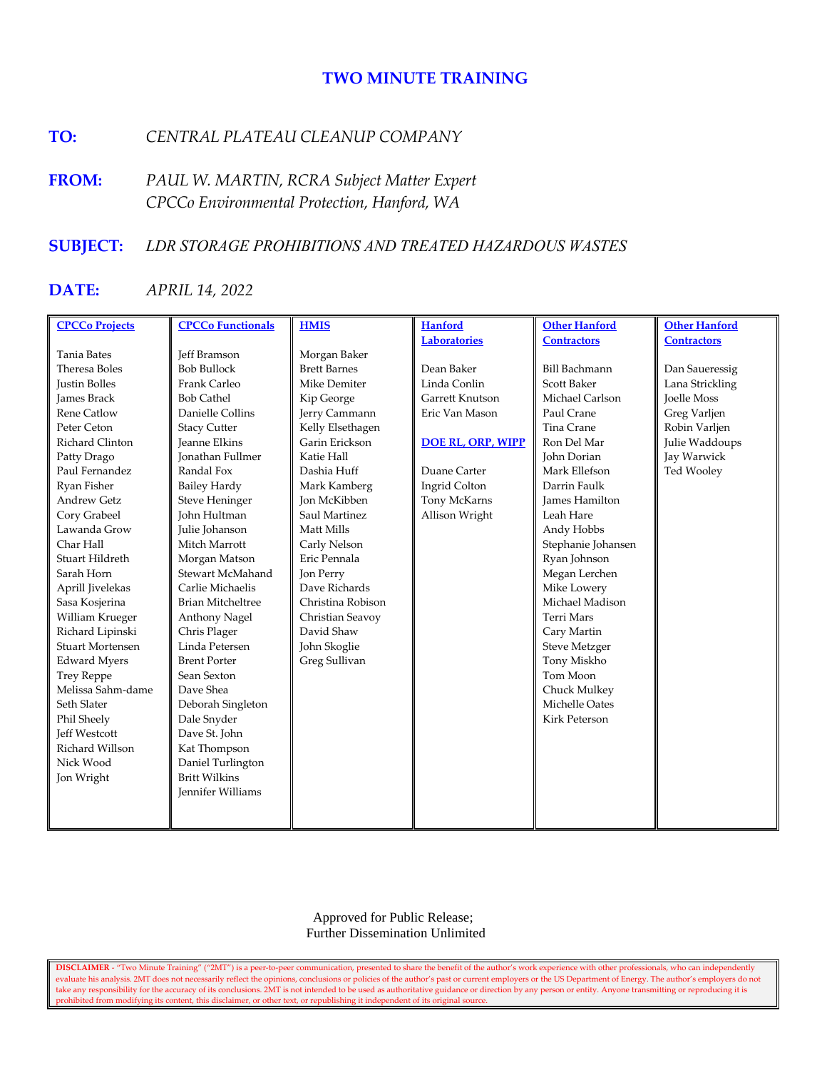# TWO MINUTE TRAINING

**TO:** *CENTRAL PLATEAU CLEANUP COMPANY*

**FROM:** *PAUL W. MARTIN, RCRA Subject Matter Expert*
*CPCCo Environmental Protection, Hanford, WA*

**SUBJECT:** *LDR STORAGE PROHIBITIONS AND TREATED HAZARDOUS WASTES*

**DATE:** *APRIL 14, 2022*

| CPCCo Projects | CPCCo Functionals | HMIS | Hanford Laboratories | Other Hanford Contractors | Other Hanford Contractors |
|---|---|---|---|---|---|
| Tania Bates | Jeff Bramson | Morgan Baker | Dean Baker | Bill Bachmann | Dan Saueressig |
| Theresa Boles | Bob Bullock | Brett Barnes | Linda Conlin | Scott Baker | Lana Strickling |
| Justin Bolles | Frank Carleo | Mike Demiter | Garrett Knutson | Michael Carlson | Joelle Moss |
| James Brack | Bob Cathel | Kip George | Eric Van Mason | Paul Crane | Greg Varljen |
| Rene Catlow | Danielle Collins | Jerry Cammann | | Tina Crane | Robin Varljen |
| Peter Ceton | Stacy Cutter | Kelly Elsethagen | **DOE RL, ORP, WIPP** | Ron Del Mar | Julie Waddoups |
| Richard Clinton | Jeanne Elkins | Garin Erickson | | John Dorian | Jay Warwick |
| Patty Drago | Jonathan Fullmer | Katie Hall | Duane Carter | Mark Ellefson | Ted Wooley |
| Paul Fernandez | Randal Fox | Dashia Huff | Ingrid Colton | Darrin Faulk | |
| Ryan Fisher | Bailey Hardy | Mark Kamberg | Tony McKarns | James Hamilton | |
| Andrew Getz | Steve Heninger | Jon McKibben | Allison Wright | Leah Hare | |
| Cory Grabeel | John Hultman | Saul Martinez | | Andy Hobbs | |
| Lawanda Grow | Julie Johanson | Matt Mills | | Stephanie Johansen | |
| Char Hall | Mitch Marrott | Carly Nelson | | Ryan Johnson | |
| Stuart Hildreth | Morgan Matson | Eric Pennala | | Megan Lerchen | |
| Sarah Horn | Stewart McMahand | Jon Perry | | Mike Lowery | |
| Aprill Jivelekas | Carlie Michaelis | Dave Richards | | Michael Madison | |
| Sasa Kosjerina | Brian Mitcheltree | Christina Robison | | Terri Mars | |
| William Krueger | Anthony Nagel | Christian Seavoy | | Cary Martin | |
| Richard Lipinski | Chris Plager | David Shaw | | Steve Metzger | |
| Stuart Mortensen | Linda Petersen | John Skoglie | | Tony Miskho | |
| Edward Myers | Brent Porter | Greg Sullivan | | Tom Moon | |
| Trey Reppe | Sean Sexton | | | Chuck Mulkey | |
| Melissa Sahm-dame | Dave Shea | | | Michelle Oates | |
| Seth Slater | Deborah Singleton | | | Kirk Peterson | |
| Phil Sheely | Dale Snyder | | | | |
| Jeff Westcott | Dave St. John | | | | |
| Richard Willson | Kat Thompson | | | | |
| Nick Wood | Daniel Turlington | | | | |
| Jon Wright | Britt Wilkins | | | | |
| | Jennifer Williams | | | | |

Approved for Public Release;
Further Dissemination Unlimited

**DISCLAIMER** - "Two Minute Training" ("2MT") is a peer-to-peer communication, presented to share the benefit of the author's work experience with other professionals, who can independently evaluate his analysis. 2MT does not necessarily reflect the opinions, conclusions or policies of the author's past or current employers or the US Department of Energy. The author's employers do not take any responsibility for the accuracy of its conclusions. 2MT is not intended to be used as authoritative guidance or direction by any person or entity. Anyone transmitting or reproducing it is prohibited from modifying its content, this disclaimer, or other text, or republishing it independent of its original source.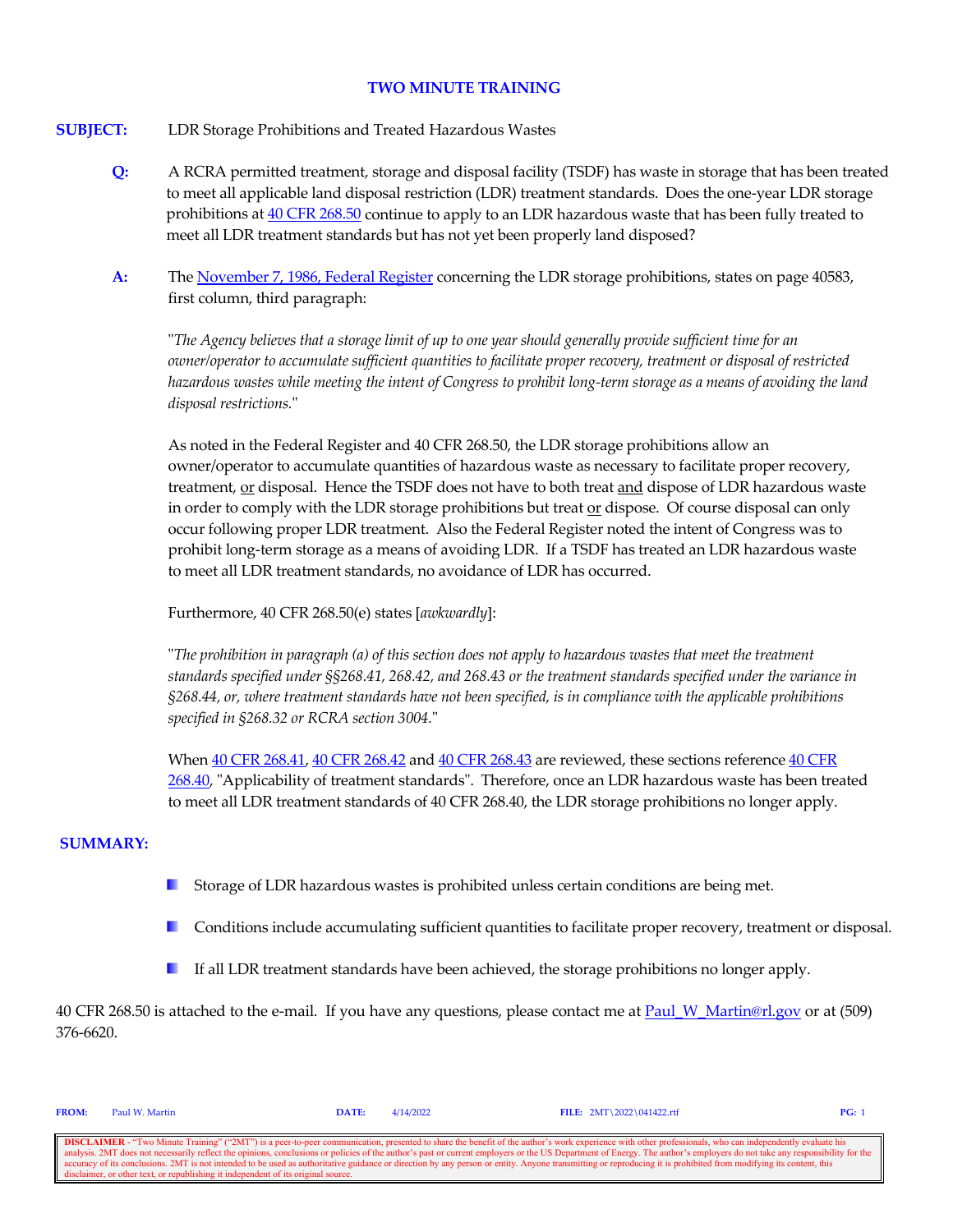# TWO MINUTE TRAINING

**SUBJECT:** LDR Storage Prohibitions and Treated Hazardous Wastes

**Q:** A RCRA permitted treatment, storage and disposal facility (TSDF) has waste in storage that has been treated to meet all applicable land disposal restriction (LDR) treatment standards. Does the one-year LDR storage prohibitions at 40 CFR 268.50 continue to apply to an LDR hazardous waste that has been fully treated to meet all LDR treatment standards but has not yet been properly land disposed?

**A:** The November 7, 1986, Federal Register concerning the LDR storage prohibitions, states on page 40583, first column, third paragraph:

"*The Agency believes that a storage limit of up to one year should generally provide sufficient time for an owner/operator to accumulate sufficient quantities to facilitate proper recovery, treatment or disposal of restricted hazardous wastes while meeting the intent of Congress to prohibit long-term storage as a means of avoiding the land disposal restrictions.*"

As noted in the Federal Register and 40 CFR 268.50, the LDR storage prohibitions allow an owner/operator to accumulate quantities of hazardous waste as necessary to facilitate proper recovery, treatment, or disposal. Hence the TSDF does not have to both treat and dispose of LDR hazardous waste in order to comply with the LDR storage prohibitions but treat or dispose. Of course disposal can only occur following proper LDR treatment. Also the Federal Register noted the intent of Congress was to prohibit long-term storage as a means of avoiding LDR. If a TSDF has treated an LDR hazardous waste to meet all LDR treatment standards, no avoidance of LDR has occurred.

Furthermore, 40 CFR 268.50(e) states [*awkwardly*]:

"*The prohibition in paragraph (a) of this section does not apply to hazardous wastes that meet the treatment standards specified under §§268.41, 268.42, and 268.43 or the treatment standards specified under the variance in §268.44, or, where treatment standards have not been specified, is in compliance with the applicable prohibitions specified in §268.32 or RCRA section 3004.*"

When 40 CFR 268.41, 40 CFR 268.42 and 40 CFR 268.43 are reviewed, these sections reference 40 CFR 268.40, "Applicability of treatment standards". Therefore, once an LDR hazardous waste has been treated to meet all LDR treatment standards of 40 CFR 268.40, the LDR storage prohibitions no longer apply.

**SUMMARY:**

- Storage of LDR hazardous wastes is prohibited unless certain conditions are being met.
- Conditions include accumulating sufficient quantities to facilitate proper recovery, treatment or disposal.
- If all LDR treatment standards have been achieved, the storage prohibitions no longer apply.

40 CFR 268.50 is attached to the e-mail. If you have any questions, please contact me at Paul_W_Martin@rl.gov or at (509) 376-6620.

**FROM:** Paul W. Martin **DATE:** 4/14/2022 **FILE:** 2MT\2022\041422.rtf

**DISCLAIMER** - "Two Minute Training" ("2MT") is a peer-to-peer communication, presented to share the benefit of the author's work experience with other professionals, who can independently evaluate his analysis. 2MT does not necessarily reflect the opinions, conclusions or policies of the author's past or current employers or the US Department of Energy. The author's employers do not take any responsibility for the accuracy of its conclusions. 2MT is not intended to be used as authoritative guidance or direction by any person or entity. Anyone transmitting or reproducing it is prohibited from modifying its content, this disclaimer, or other text, or republishing it independent of its original source.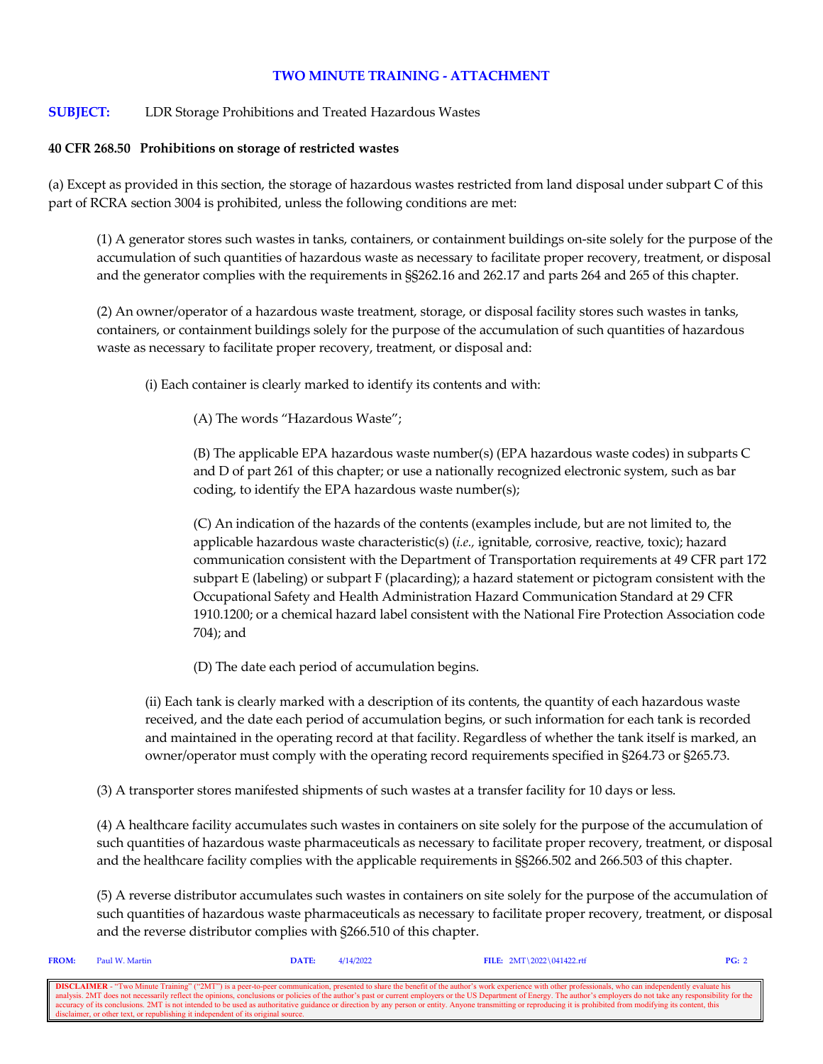## TWO MINUTE TRAINING - ATTACHMENT

**SUBJECT:** LDR Storage Prohibitions and Treated Hazardous Wastes

**40 CFR 268.50 Prohibitions on storage of restricted wastes**

(a) Except as provided in this section, the storage of hazardous wastes restricted from land disposal under subpart C of this part of RCRA section 3004 is prohibited, unless the following conditions are met:

(1) A generator stores such wastes in tanks, containers, or containment buildings on-site solely for the purpose of the accumulation of such quantities of hazardous waste as necessary to facilitate proper recovery, treatment, or disposal and the generator complies with the requirements in §§262.16 and 262.17 and parts 264 and 265 of this chapter.

(2) An owner/operator of a hazardous waste treatment, storage, or disposal facility stores such wastes in tanks, containers, or containment buildings solely for the purpose of the accumulation of such quantities of hazardous waste as necessary to facilitate proper recovery, treatment, or disposal and:

(i) Each container is clearly marked to identify its contents and with:

(A) The words "Hazardous Waste";

(B) The applicable EPA hazardous waste number(s) (EPA hazardous waste codes) in subparts C and D of part 261 of this chapter; or use a nationally recognized electronic system, such as bar coding, to identify the EPA hazardous waste number(s);

(C) An indication of the hazards of the contents (examples include, but are not limited to, the applicable hazardous waste characteristic(s) (*i.e.,* ignitable, corrosive, reactive, toxic); hazard communication consistent with the Department of Transportation requirements at 49 CFR part 172 subpart E (labeling) or subpart F (placarding); a hazard statement or pictogram consistent with the Occupational Safety and Health Administration Hazard Communication Standard at 29 CFR 1910.1200; or a chemical hazard label consistent with the National Fire Protection Association code 704); and

(D) The date each period of accumulation begins.

(ii) Each tank is clearly marked with a description of its contents, the quantity of each hazardous waste received, and the date each period of accumulation begins, or such information for each tank is recorded and maintained in the operating record at that facility. Regardless of whether the tank itself is marked, an owner/operator must comply with the operating record requirements specified in §264.73 or §265.73.

(3) A transporter stores manifested shipments of such wastes at a transfer facility for 10 days or less.

(4) A healthcare facility accumulates such wastes in containers on site solely for the purpose of the accumulation of such quantities of hazardous waste pharmaceuticals as necessary to facilitate proper recovery, treatment, or disposal and the healthcare facility complies with the applicable requirements in §§266.502 and 266.503 of this chapter.

(5) A reverse distributor accumulates such wastes in containers on site solely for the purpose of the accumulation of such quantities of hazardous waste pharmaceuticals as necessary to facilitate proper recovery, treatment, or disposal and the reverse distributor complies with §266.510 of this chapter.

**FROM:** Paul W. Martin **DATE:** 4/14/2022 **FILE:** 2MT\2022\041422.rtf

**DISCLAIMER** - "Two Minute Training" ("2MT") is a peer-to-peer communication, presented to share the benefit of the author's work experience with other professionals, who can independently evaluate his analysis. 2MT does not necessarily reflect the opinions, conclusions or policies of the author's past or current employers or the US Department of Energy. The author's employers do not take any responsibility for the accuracy of its conclusions. 2MT is not intended to be used as authoritative guidance or direction by any person or entity. Anyone transmitting or reproducing it is prohibited from modifying its content, this disclaimer, or other text, or republishing it independent of its original source.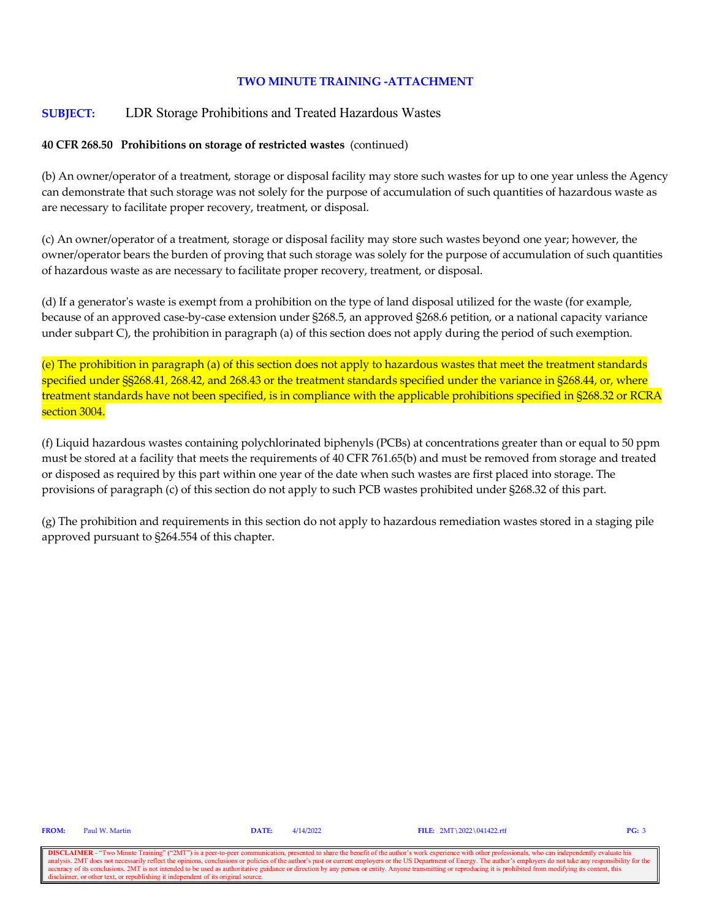**TWO MINUTE TRAINING -ATTACHMENT**

**SUBJECT:** LDR Storage Prohibitions and Treated Hazardous Wastes

**40 CFR 268.50 Prohibitions on storage of restricted wastes** (continued)

(b) An owner/operator of a treatment, storage or disposal facility may store such wastes for up to one year unless the Agency can demonstrate that such storage was not solely for the purpose of accumulation of such quantities of hazardous waste as are necessary to facilitate proper recovery, treatment, or disposal.

(c) An owner/operator of a treatment, storage or disposal facility may store such wastes beyond one year; however, the owner/operator bears the burden of proving that such storage was solely for the purpose of accumulation of such quantities of hazardous waste as are necessary to facilitate proper recovery, treatment, or disposal.

(d) If a generator's waste is exempt from a prohibition on the type of land disposal utilized for the waste (for example, because of an approved case-by-case extension under §268.5, an approved §268.6 petition, or a national capacity variance under subpart C), the prohibition in paragraph (a) of this section does not apply during the period of such exemption.

(e) The prohibition in paragraph (a) of this section does not apply to hazardous wastes that meet the treatment standards specified under §§268.41, 268.42, and 268.43 or the treatment standards specified under the variance in §268.44, or, where treatment standards have not been specified, is in compliance with the applicable prohibitions specified in §268.32 or RCRA section 3004.

(f) Liquid hazardous wastes containing polychlorinated biphenyls (PCBs) at concentrations greater than or equal to 50 ppm must be stored at a facility that meets the requirements of 40 CFR 761.65(b) and must be removed from storage and treated or disposed as required by this part within one year of the date when such wastes are first placed into storage. The provisions of paragraph (c) of this section do not apply to such PCB wastes prohibited under §268.32 of this part.

(g) The prohibition and requirements in this section do not apply to hazardous remediation wastes stored in a staging pile approved pursuant to §264.554 of this chapter.

**FROM:** Paul W. Martin **DATE:** 4/14/2022 **FILE:** 2MT\2022\041422.rtf

**DISCLAIMER** - "Two Minute Training" ("2MT") is a peer-to-peer communication, presented to share the benefit of the author's work experience with other professionals, who can independently evaluate his analysis. 2MT does not necessarily reflect the opinions, conclusions or policies of the author's past or current employers or the US Department of Energy. The author's employers do not take any responsibility for the accuracy of its conclusions. 2MT is not intended to be used as authoritative guidance or direction by any person or entity. Anyone transmitting or reproducing it is prohibited from modifying its content, this disclaimer, or other text, or republishing it independent of its original source.